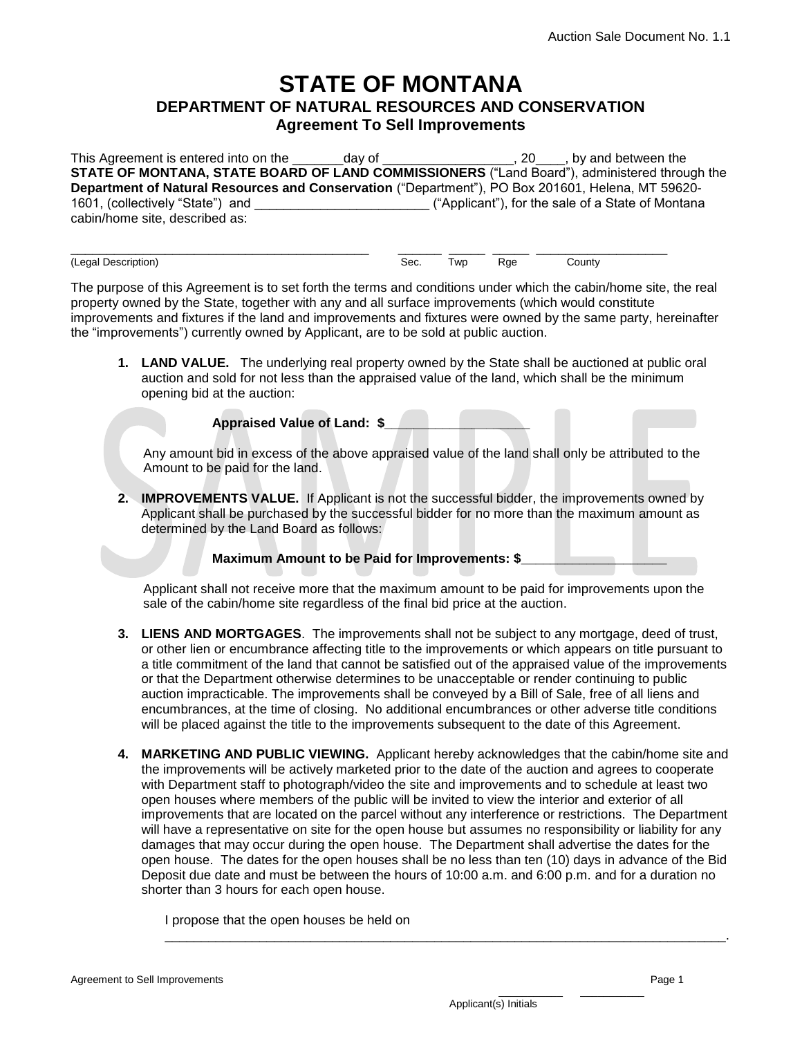Auction Sale Document No. 1.1

# STATE OF MONTANA

## DEPARTMENT OF NATURAL RESOURCES AND CONSERVATION

### Agreement To Sell Improvements

This Agreement is entered into on the _______day of __________________, 20____, by and between the **STATE OF MONTANA, STATE BOARD OF LAND COMMISSIONERS** ("Land Board"), administered through the **Department of Natural Resources and Conservation** ("Department"), PO Box 201601, Helena, MT 59620-1601, (collectively "State") and ________________________ ("Applicant"), for the sale of a State of Montana cabin/home site, described as:

___________________________________________ ______ _____ _____ __________________
(Legal Description) Sec. Twp Rge County

The purpose of this Agreement is to set forth the terms and conditions under which the cabin/home site, the real property owned by the State, together with any and all surface improvements (which would constitute improvements and fixtures if the land and improvements and fixtures were owned by the same party, hereinafter the "improvements") currently owned by Applicant, are to be sold at public auction.

1. **LAND VALUE.** The underlying real property owned by the State shall be auctioned at public oral auction and sold for not less than the appraised value of the land, which shall be the minimum opening bid at the auction:

   **Appraised Value of Land: $____________________**

   Any amount bid in excess of the above appraised value of the land shall only be attributed to the Amount to be paid for the land.

2. **IMPROVEMENTS VALUE.** If Applicant is not the successful bidder, the improvements owned by Applicant shall be purchased by the successful bidder for no more than the maximum amount as determined by the Land Board as follows:

   **Maximum Amount to be Paid for Improvements: $____________________**

   Applicant shall not receive more that the maximum amount to be paid for improvements upon the sale of the cabin/home site regardless of the final bid price at the auction.

3. **LIENS AND MORTGAGES**. The improvements shall not be subject to any mortgage, deed of trust, or other lien or encumbrance affecting title to the improvements or which appears on title pursuant to a title commitment of the land that cannot be satisfied out of the appraised value of the improvements or that the Department otherwise determines to be unacceptable or render continuing to public auction impracticable. The improvements shall be conveyed by a Bill of Sale, free of all liens and encumbrances, at the time of closing. No additional encumbrances or other adverse title conditions will be placed against the title to the improvements subsequent to the date of this Agreement.

4. **MARKETING AND PUBLIC VIEWING.** Applicant hereby acknowledges that the cabin/home site and the improvements will be actively marketed prior to the date of the auction and agrees to cooperate with Department staff to photograph/video the site and improvements and to schedule at least two open houses where members of the public will be invited to view the interior and exterior of all improvements that are located on the parcel without any interference or restrictions. The Department will have a representative on site for the open house but assumes no responsibility or liability for any damages that may occur during the open house. The Department shall advertise the dates for the open house. The dates for the open houses shall be no less than ten (10) days in advance of the Bid Deposit due date and must be between the hours of 10:00 a.m. and 6:00 p.m. and for a duration no shorter than 3 hours for each open house.

   I propose that the open houses be held on
   ___________________________________________________________________________________.

__________ __________
Applicant(s) Initials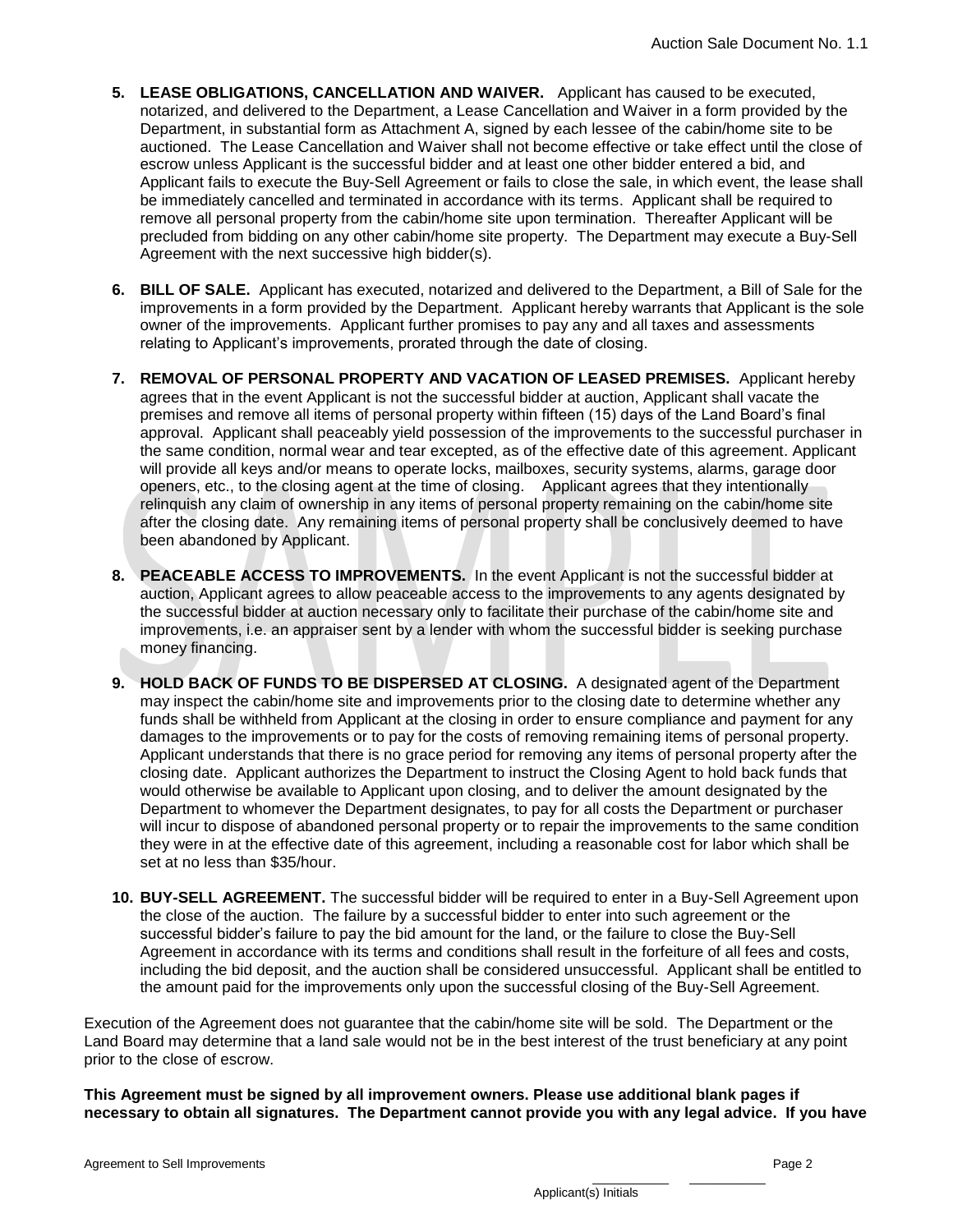5. **LEASE OBLIGATIONS, CANCELLATION AND WAIVER.** Applicant has caused to be executed, notarized, and delivered to the Department, a Lease Cancellation and Waiver in a form provided by the Department, in substantial form as Attachment A, signed by each lessee of the cabin/home site to be auctioned. The Lease Cancellation and Waiver shall not become effective or take effect until the close of escrow unless Applicant is the successful bidder and at least one other bidder entered a bid, and Applicant fails to execute the Buy-Sell Agreement or fails to close the sale, in which event, the lease shall be immediately cancelled and terminated in accordance with its terms. Applicant shall be required to remove all personal property from the cabin/home site upon termination. Thereafter Applicant will be precluded from bidding on any other cabin/home site property. The Department may execute a Buy-Sell Agreement with the next successive high bidder(s).

6. **BILL OF SALE.** Applicant has executed, notarized and delivered to the Department, a Bill of Sale for the improvements in a form provided by the Department. Applicant hereby warrants that Applicant is the sole owner of the improvements. Applicant further promises to pay any and all taxes and assessments relating to Applicant's improvements, prorated through the date of closing.

7. **REMOVAL OF PERSONAL PROPERTY AND VACATION OF LEASED PREMISES.** Applicant hereby agrees that in the event Applicant is not the successful bidder at auction, Applicant shall vacate the premises and remove all items of personal property within fifteen (15) days of the Land Board's final approval. Applicant shall peaceably yield possession of the improvements to the successful purchaser in the same condition, normal wear and tear excepted, as of the effective date of this agreement. Applicant will provide all keys and/or means to operate locks, mailboxes, security systems, alarms, garage door openers, etc., to the closing agent at the time of closing. Applicant agrees that they intentionally relinquish any claim of ownership in any items of personal property remaining on the cabin/home site after the closing date. Any remaining items of personal property shall be conclusively deemed to have been abandoned by Applicant.

8. **PEACEABLE ACCESS TO IMPROVEMENTS.** In the event Applicant is not the successful bidder at auction, Applicant agrees to allow peaceable access to the improvements to any agents designated by the successful bidder at auction necessary only to facilitate their purchase of the cabin/home site and improvements, i.e. an appraiser sent by a lender with whom the successful bidder is seeking purchase money financing.

9. **HOLD BACK OF FUNDS TO BE DISPERSED AT CLOSING.** A designated agent of the Department may inspect the cabin/home site and improvements prior to the closing date to determine whether any funds shall be withheld from Applicant at the closing in order to ensure compliance and payment for any damages to the improvements or to pay for the costs of removing remaining items of personal property. Applicant understands that there is no grace period for removing any items of personal property after the closing date. Applicant authorizes the Department to instruct the Closing Agent to hold back funds that would otherwise be available to Applicant upon closing, and to deliver the amount designated by the Department to whomever the Department designates, to pay for all costs the Department or purchaser will incur to dispose of abandoned personal property or to repair the improvements to the same condition they were in at the effective date of this agreement, including a reasonable cost for labor which shall be set at no less than $35/hour.

10. **BUY-SELL AGREEMENT.** The successful bidder will be required to enter in a Buy-Sell Agreement upon the close of the auction. The failure by a successful bidder to enter into such agreement or the successful bidder's failure to pay the bid amount for the land, or the failure to close the Buy-Sell Agreement in accordance with its terms and conditions shall result in the forfeiture of all fees and costs, including the bid deposit, and the auction shall be considered unsuccessful. Applicant shall be entitled to the amount paid for the improvements only upon the successful closing of the Buy-Sell Agreement.

Execution of the Agreement does not guarantee that the cabin/home site will be sold. The Department or the Land Board may determine that a land sale would not be in the best interest of the trust beneficiary at any point prior to the close of escrow.

**This Agreement must be signed by all improvement owners. Please use additional blank pages if necessary to obtain all signatures. The Department cannot provide you with any legal advice. If you have**

__________ __________
Applicant(s) Initials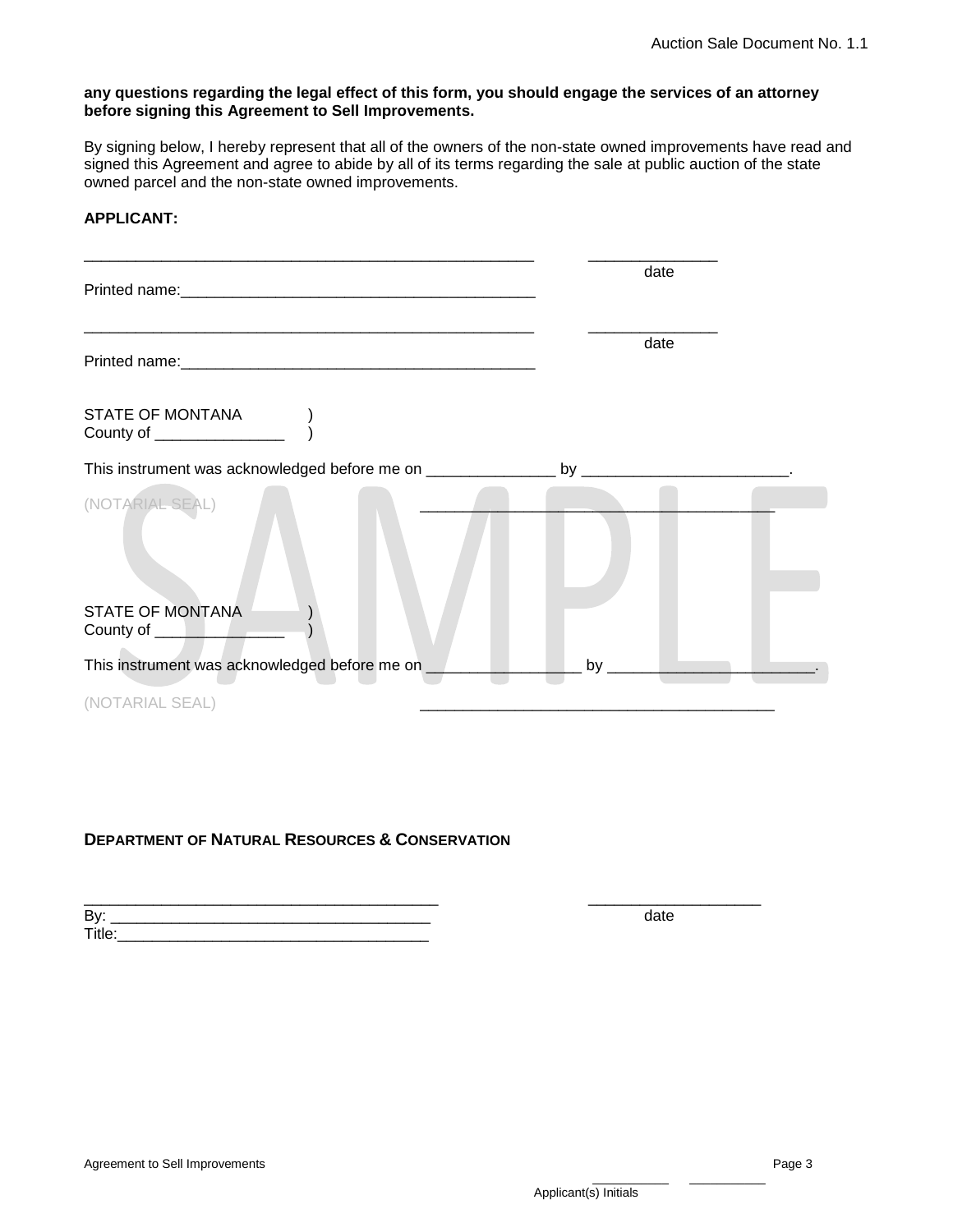**any questions regarding the legal effect of this form, you should engage the services of an attorney before signing this Agreement to Sell Improvements.**

By signing below, I hereby represent that all of the owners of the non-state owned improvements have read and signed this Agreement and agree to abide by all of its terms regarding the sale at public auction of the state owned parcel and the non-state owned improvements.

**APPLICANT:**

_____________________________________________________ _______________
date

Printed name:__________________________________________

_____________________________________________________ _______________
date

Printed name:__________________________________________

STATE OF MONTANA )
County of _______________ )

This instrument was acknowledged before me on _______________ by ________________________.

(NOTARIAL SEAL) __________________________________________

STATE OF MONTANA )
County of _______________ )

This instrument was acknowledged before me on __________________ by ________________________.

(NOTARIAL SEAL) __________________________________________

**DEPARTMENT OF NATURAL RESOURCES & CONSERVATION**

__________________________________________ ____________________
By: ______________________________________ date
Title:_____________________________________

__________ __________
Applicant(s) Initials